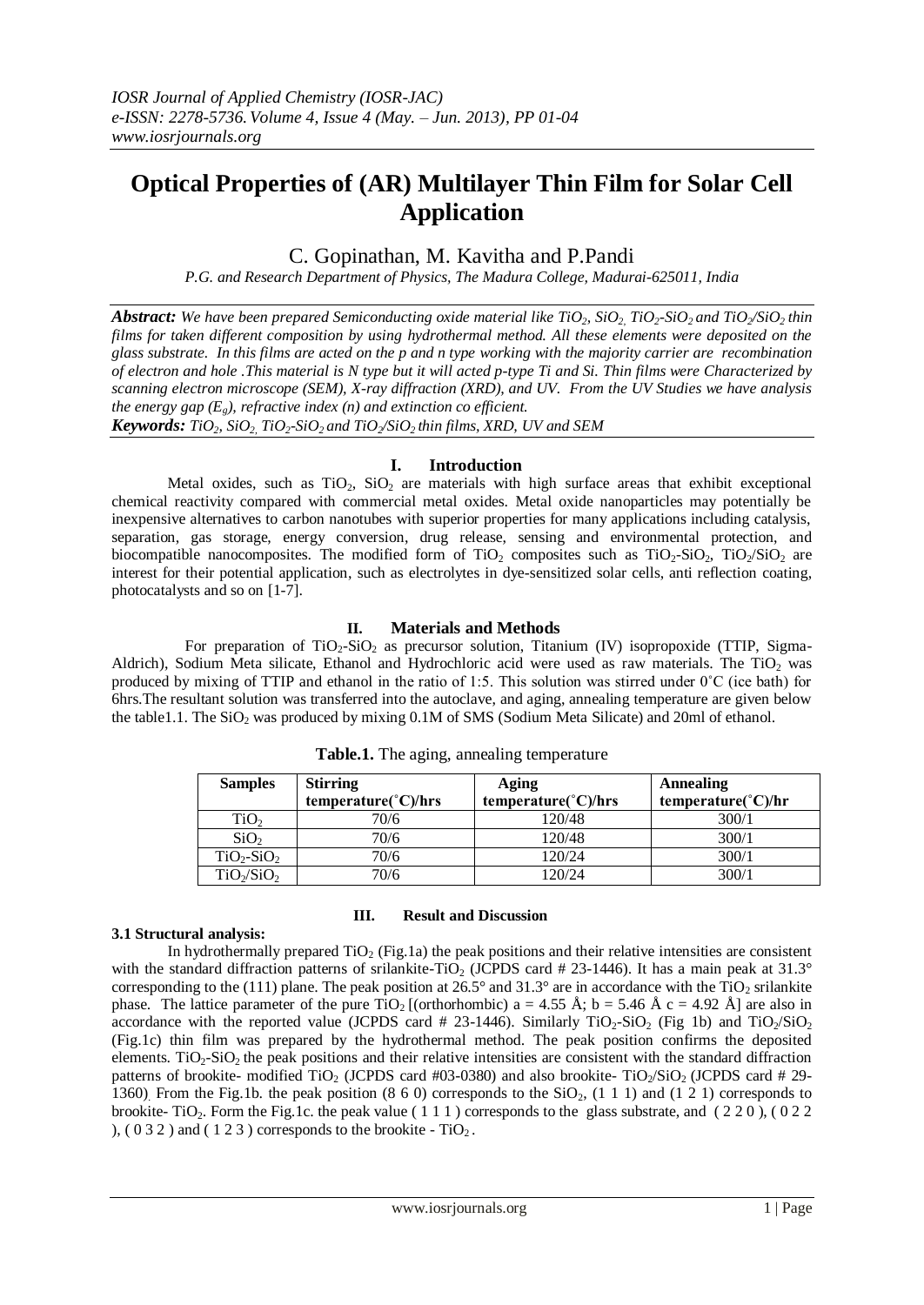# Optical Properties of (AR) Multilayer Thin Film for Solar Cell Application

C. Gopinathan, M. Kavitha and P.Pandi

*P.G. and Research Department of Physics, The Madura College, Madurai-625011, India*

***Abstract:*** *We have been prepared Semiconducting oxide material like $TiO_2$, $SiO_2$, $TiO_2$-$SiO_2$ and $TiO_2/SiO_2$ thin films for taken different composition by using hydrothermal method. All these elements were deposited on the glass substrate. In this films are acted on the p and n type working with the majority carrier are recombination of electron and hole .This material is N type but it will acted p-type Ti and Si. Thin films were Characterized by scanning electron microscope (SEM), X-ray diffraction (XRD), and UV. From the UV Studies we have analysis the energy gap ($E_g$), refractive index (n) and extinction co efficient.*

***Keywords:*** *$TiO_2$, $SiO_2$, $TiO_2$-$SiO_2$ and $TiO_2/SiO_2$ thin films, XRD, UV and SEM*

## I. Introduction

Metal oxides, such as $TiO_2$, $SiO_2$ are materials with high surface areas that exhibit exceptional chemical reactivity compared with commercial metal oxides. Metal oxide nanoparticles may potentially be inexpensive alternatives to carbon nanotubes with superior properties for many applications including catalysis, separation, gas storage, energy conversion, drug release, sensing and environmental protection, and biocompatible nanocomposites. The modified form of $TiO_2$ composites such as $TiO_2$-$SiO_2$, $TiO_2/SiO_2$ are interest for their potential application, such as electrolytes in dye-sensitized solar cells, anti reflection coating, photocatalysts and so on [1-7].

## II. Materials and Methods

For preparation of $TiO_2$-$SiO_2$ as precursor solution, Titanium (IV) isopropoxide (TTIP, Sigma-Aldrich), Sodium Meta silicate, Ethanol and Hydrochloric acid were used as raw materials. The $TiO_2$ was produced by mixing of TTIP and ethanol in the ratio of 1:5. This solution was stirred under 0˚C (ice bath) for 6hrs.The resultant solution was transferred into the autoclave, and aging, annealing temperature are given below the table1.1. The $SiO_2$ was produced by mixing 0.1M of SMS (Sodium Meta Silicate) and 20ml of ethanol.

**Table.1.** The aging, annealing temperature

| Samples | Stirring temperature(˚C)/hrs | Aging temperature(˚C)/hrs | Annealing temperature(˚C)/hr |
|---|---|---|---|
| $TiO_2$ | 70/6 | 120/48 | 300/1 |
| $SiO_2$ | 70/6 | 120/48 | 300/1 |
| $TiO_2$-$SiO_2$ | 70/6 | 120/24 | 300/1 |
| $TiO_2/SiO_2$ | 70/6 | 120/24 | 300/1 |

## III. Result and Discussion

### 3.1 Structural analysis:

In hydrothermally prepared $TiO_2$ (Fig.1a) the peak positions and their relative intensities are consistent with the standard diffraction patterns of srilankite-$TiO_2$ (JCPDS card # 23-1446). It has a main peak at 31.3° corresponding to the (111) plane. The peak position at 26.5° and 31.3° are in accordance with the $TiO_2$ srilankite phase. The lattice parameter of the pure $TiO_2$ [(orthorhombic) a = 4.55 Å; b = 5.46 Å c = 4.92 Å] are also in accordance with the reported value (JCPDS card # 23-1446). Similarly $TiO_2$-$SiO_2$ (Fig 1b) and $TiO_2/SiO_2$ (Fig.1c) thin film was prepared by the hydrothermal method. The peak position confirms the deposited elements. $TiO_2$-$SiO_2$ the peak positions and their relative intensities are consistent with the standard diffraction patterns of brookite- modified $TiO_2$ (JCPDS card #03-0380) and also brookite- $TiO_2/SiO_2$ (JCPDS card # 29-1360). From the Fig.1b. the peak position (8 6 0) corresponds to the $SiO_2$, (1 1 1) and (1 2 1) corresponds to brookite- $TiO_2$. Form the Fig.1c. the peak value ( 1 1 1 ) corresponds to the glass substrate, and ( 2 2 0 ), ( 0 2 2 ), ( 0 3 2 ) and ( 1 2 3 ) corresponds to the brookite - $TiO_2$ .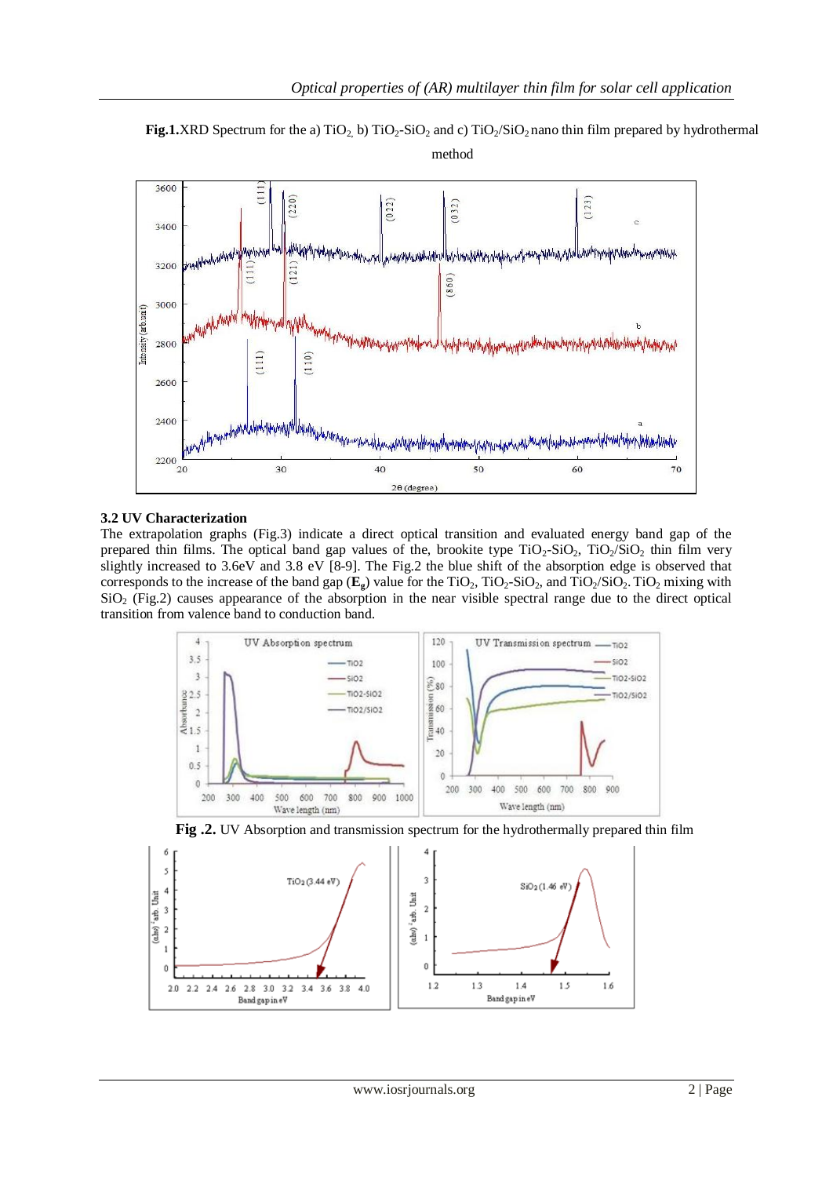**Fig.1.** XRD Spectrum for the a) $TiO_2$, b) $TiO_2$-$SiO_2$ and c) $TiO_2/SiO_2$ nano thin film prepared by hydrothermal method

### 3.2 UV Characterization

The extrapolation graphs (Fig.3) indicate a direct optical transition and evaluated energy band gap of the prepared thin films. The optical band gap values of the, brookite type $TiO_2$-$SiO_2$, $TiO_2/SiO_2$ thin film very slightly increased to 3.6eV and 3.8 eV [8-9]. The Fig.2 the blue shift of the absorption edge is observed that corresponds to the increase of the band gap (**$E_g$**) value for the $TiO_2$, $TiO_2$-$SiO_2$, and $TiO_2/SiO_2$. $TiO_2$ mixing with $SiO_2$ (Fig.2) causes appearance of the absorption in the near visible spectral range due to the direct optical transition from valence band to conduction band.

**Fig .2.** UV Absorption and transmission spectrum for the hydrothermally prepared thin film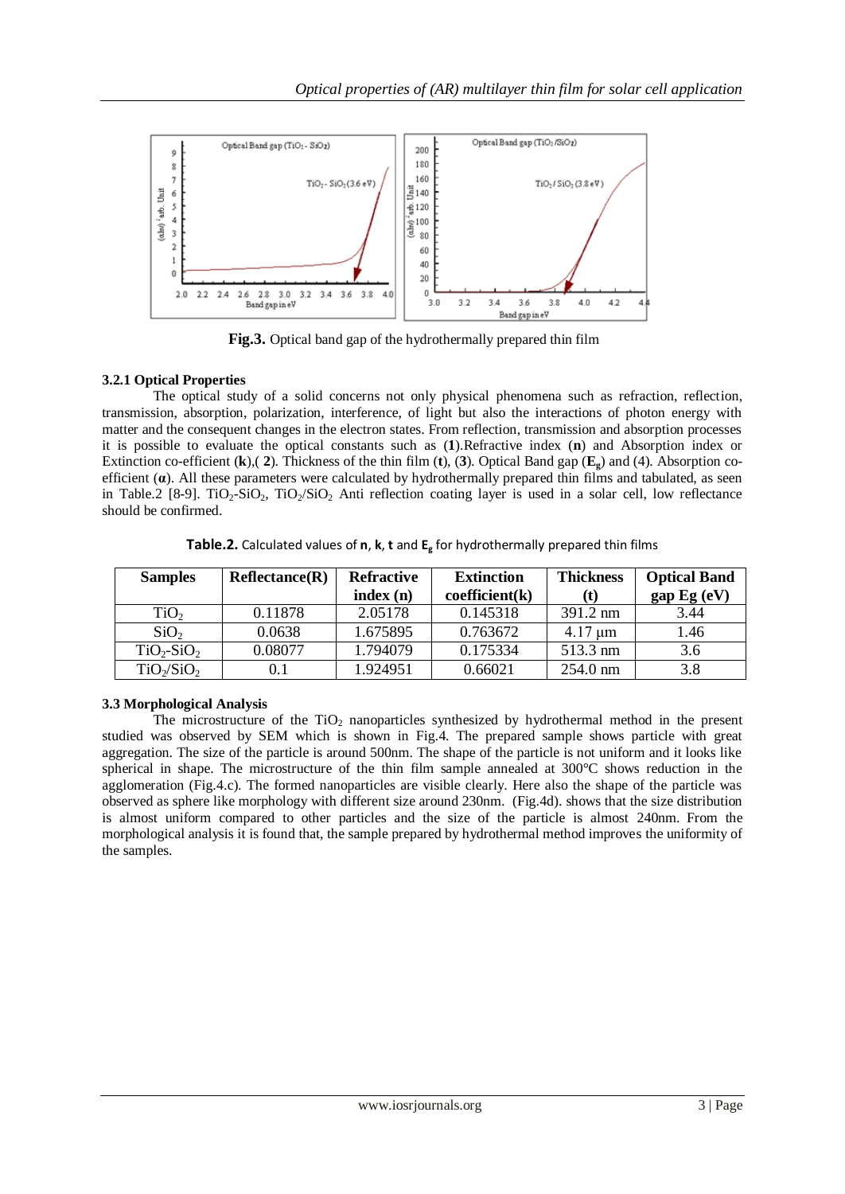**Fig.3.** Optical band gap of the hydrothermally prepared thin film

### 3.2.1 Optical Properties

The optical study of a solid concerns not only physical phenomena such as refraction, reflection, transmission, absorption, polarization, interference, of light but also the interactions of photon energy with matter and the consequent changes in the electron states. From reflection, transmission and absorption processes it is possible to evaluate the optical constants such as (**1**).Refractive index (**n**) and Absorption index or Extinction co-efficient (**k**),( **2**). Thickness of the thin film (**t**), (**3**). Optical Band gap (**$E_g$**) and (4). Absorption co-efficient (**α**). All these parameters were calculated by hydrothermally prepared thin films and tabulated, as seen in Table.2 [8-9]. $TiO_2$-$SiO_2$, $TiO_2/SiO_2$ Anti reflection coating layer is used in a solar cell, low reflectance should be confirmed.

**Table.2.** Calculated values of **n**, **k**, **t** and **$E_g$** for hydrothermally prepared thin films

| Samples | Reflectance(R) | Refractive index (n) | Extinction coefficient(k) | Thickness (t) | Optical Band gap Eg (eV) |
|---|---|---|---|---|---|
| $TiO_2$ | 0.11878 | 2.05178 | 0.145318 | 391.2 nm | 3.44 |
| $SiO_2$ | 0.0638 | 1.675895 | 0.763672 | 4.17 µm | 1.46 |
| $TiO_2$-$SiO_2$ | 0.08077 | 1.794079 | 0.175334 | 513.3 nm | 3.6 |
| $TiO_2/SiO_2$ | 0.1 | 1.924951 | 0.66021 | 254.0 nm | 3.8 |

### 3.3 Morphological Analysis

The microstructure of the $TiO_2$ nanoparticles synthesized by hydrothermal method in the present studied was observed by SEM which is shown in Fig.4. The prepared sample shows particle with great aggregation. The size of the particle is around 500nm. The shape of the particle is not uniform and it looks like spherical in shape. The microstructure of the thin film sample annealed at 300°C shows reduction in the agglomeration (Fig.4.c). The formed nanoparticles are visible clearly. Here also the shape of the particle was observed as sphere like morphology with different size around 230nm. (Fig.4d). shows that the size distribution is almost uniform compared to other particles and the size of the particle is almost 240nm. From the morphological analysis it is found that, the sample prepared by hydrothermal method improves the uniformity of the samples.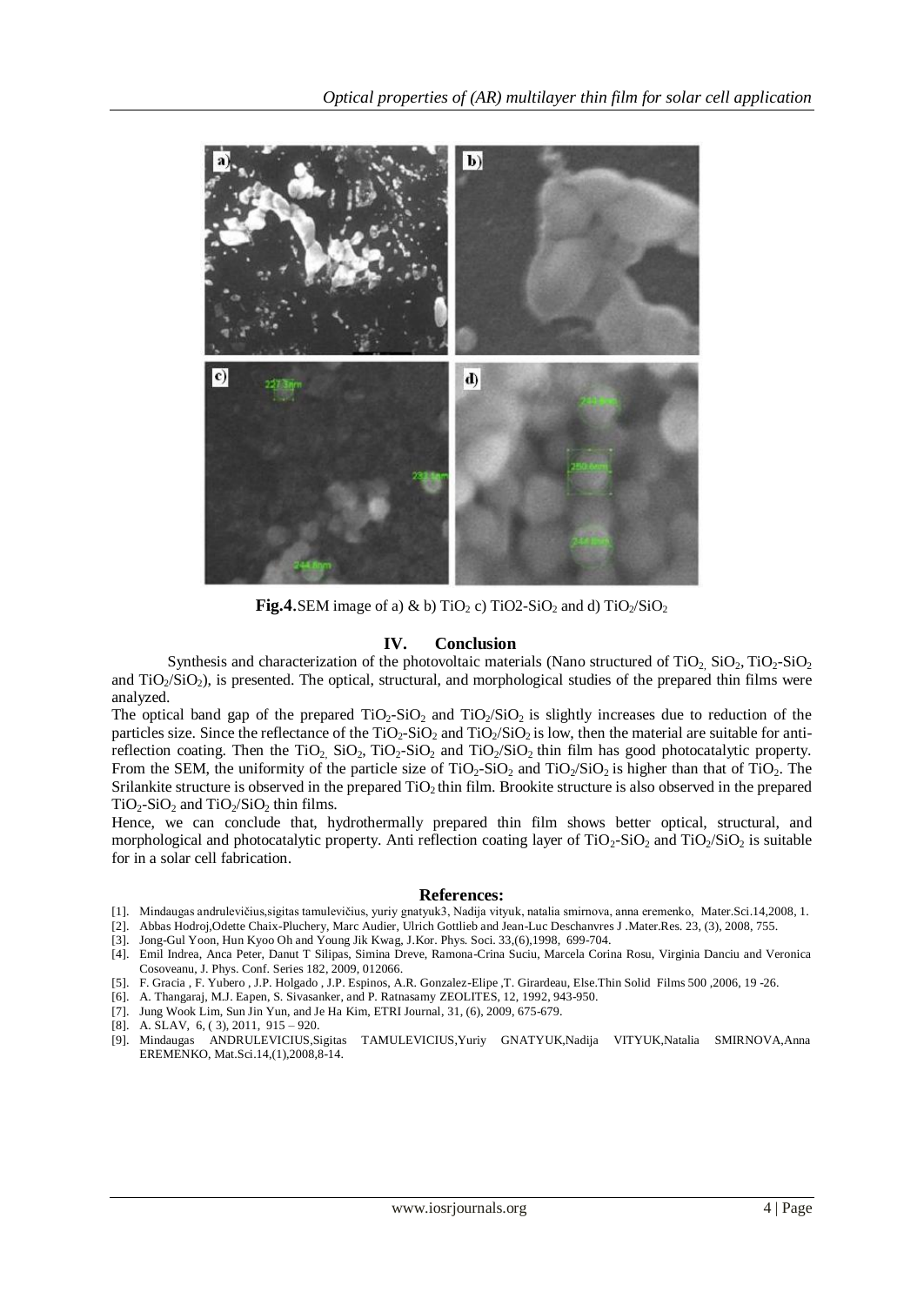Fig.4.SEM image of a) & b) $TiO_2$ c) TiO2-$SiO_2$ and d) $TiO_2/SiO_2$

## IV. Conclusion

Synthesis and characterization of the photovoltaic materials (Nano structured of $TiO_2$, $SiO_2$, $TiO_2$-$SiO_2$ and $TiO_2/SiO_2$), is presented. The optical, structural, and morphological studies of the prepared thin films were analyzed.

The optical band gap of the prepared $TiO_2$-$SiO_2$ and $TiO_2/SiO_2$ is slightly increases due to reduction of the particles size. Since the reflectance of the $TiO_2$-$SiO_2$ and $TiO_2/SiO_2$ is low, then the material are suitable for anti-reflection coating. Then the $TiO_2$, $SiO_2$, $TiO_2$-$SiO_2$ and $TiO_2/SiO_2$ thin film has good photocatalytic property. From the SEM, the uniformity of the particle size of $TiO_2$-$SiO_2$ and $TiO_2/SiO_2$ is higher than that of $TiO_2$. The Srilankite structure is observed in the prepared $TiO_2$ thin film. Brookite structure is also observed in the prepared $TiO_2$-$SiO_2$ and $TiO_2/SiO_2$ thin films.

Hence, we can conclude that, hydrothermally prepared thin film shows better optical, structural, and morphological and photocatalytic property. Anti reflection coating layer of $TiO_2$-$SiO_2$ and $TiO_2/SiO_2$ is suitable for in a solar cell fabrication.

## References:

[1]. Mindaugas andrulevičius,sigitas tamulevičius, yuriy gnatyuk3, Nadija vityuk, natalia smirnova, anna eremenko, Mater.Sci.14,2008, 1.

[2]. Abbas Hodroj,Odette Chaix-Pluchery, Marc Audier, Ulrich Gottlieb and Jean-Luc Deschanvres J .Mater.Res. 23, (3), 2008, 755.

[3]. Jong-Gul Yoon, Hun Kyoo Oh and Young Jik Kwag, J.Kor. Phys. Soci. 33,(6),1998, 699-704.

[4]. Emil Indrea, Anca Peter, Danut T Silipas, Simina Dreve, Ramona-Crina Suciu, Marcela Corina Rosu, Virginia Danciu and Veronica Cosoveanu, J. Phys. Conf. Series 182, 2009, 012066.

[5]. F. Gracia , F. Yubero , J.P. Holgado , J.P. Espinos, A.R. Gonzalez-Elipe ,T. Girardeau, Else.Thin Solid Films 500 ,2006, 19 -26.

[6]. A. Thangaraj, M.J. Eapen, S. Sivasanker, and P. Ratnasamy ZEOLITES, 12, 1992, 943-950.

[7]. Jung Wook Lim, Sun Jin Yun, and Je Ha Kim, ETRI Journal, 31, (6), 2009, 675-679.

[8]. A. SLAV, 6, ( 3), 2011, 915 – 920.

[9]. Mindaugas ANDRULEVICIUS,Sigitas TAMULEVICIUS,Yuriy GNATYUK,Nadija VITYUK,Natalia SMIRNOVA,Anna EREMENKO, Mat.Sci.14,(1),2008,8-14.